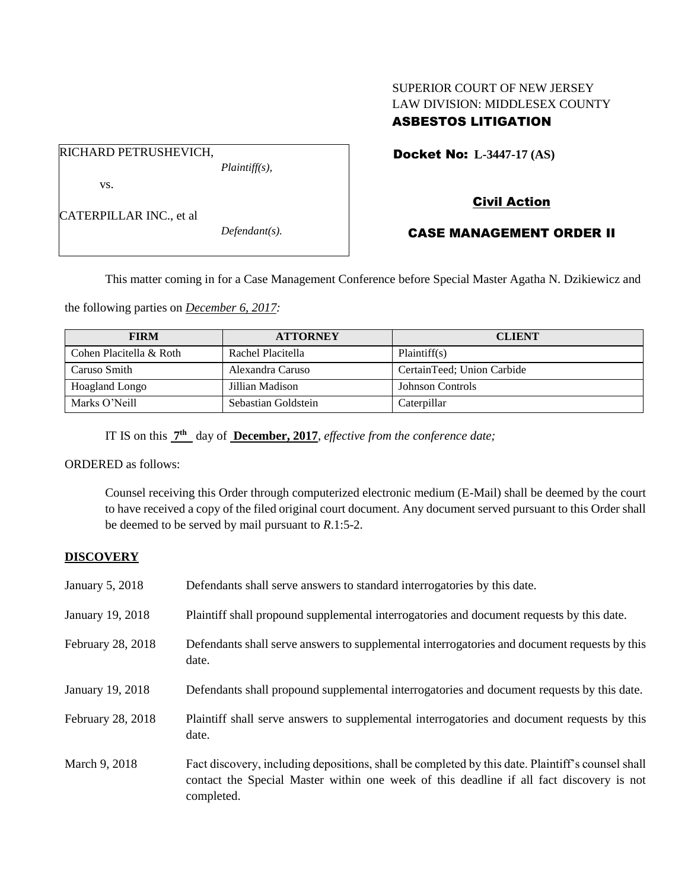SUPERIOR COURT OF NEW JERSEY
LAW DIVISION: MIDDLESEX COUNTY
**ASBESTOS LITIGATION**

RICHARD PETRUSHEVICH,
*Plaintiff(s),*

vs.

CATERPILLAR INC., et al
*Defendant(s).*

**Docket No: L-3447-17 (AS)**

**Civil Action**

**CASE MANAGEMENT ORDER II**

This matter coming in for a Case Management Conference before Special Master Agatha N. Dzikiewicz and the following parties on *December 6, 2017:*

| FIRM | ATTORNEY | CLIENT |
|---|---|---|
| Cohen Placitella & Roth | Rachel Placitella | Plaintiff(s) |
| Caruso Smith | Alexandra Caruso | CertainTeed; Union Carbide |
| Hoagland Longo | Jillian Madison | Johnson Controls |
| Marks O'Neill | Sebastian Goldstein | Caterpillar |

IT IS on this **7th** day of **December, 2017**, *effective from the conference date;*

ORDERED as follows:

Counsel receiving this Order through computerized electronic medium (E-Mail) shall be deemed by the court to have received a copy of the filed original court document. Any document served pursuant to this Order shall be deemed to be served by mail pursuant to *R*.1:5-2.

**DISCOVERY**

January 5, 2018 — Defendants shall serve answers to standard interrogatories by this date.

January 19, 2018 — Plaintiff shall propound supplemental interrogatories and document requests by this date.

February 28, 2018 — Defendants shall serve answers to supplemental interrogatories and document requests by this date.

January 19, 2018 — Defendants shall propound supplemental interrogatories and document requests by this date.

February 28, 2018 — Plaintiff shall serve answers to supplemental interrogatories and document requests by this date.

March 9, 2018 — Fact discovery, including depositions, shall be completed by this date. Plaintiff's counsel shall contact the Special Master within one week of this deadline if all fact discovery is not completed.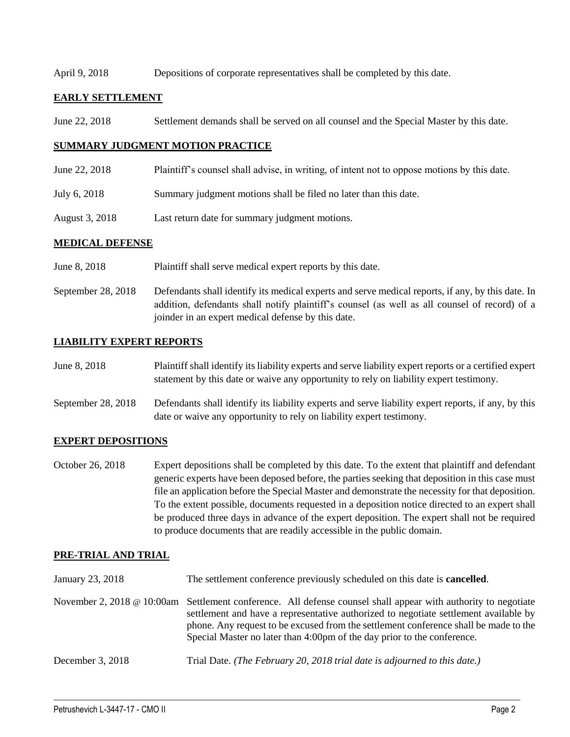April 9, 2018 Depositions of corporate representatives shall be completed by this date.

## EARLY SETTLEMENT

June 22, 2018 Settlement demands shall be served on all counsel and the Special Master by this date.

## SUMMARY JUDGMENT MOTION PRACTICE

June 22, 2018 Plaintiff's counsel shall advise, in writing, of intent not to oppose motions by this date.

July 6, 2018 Summary judgment motions shall be filed no later than this date.

August 3, 2018 Last return date for summary judgment motions.

## MEDICAL DEFENSE

June 8, 2018 Plaintiff shall serve medical expert reports by this date.

September 28, 2018 Defendants shall identify its medical experts and serve medical reports, if any, by this date. In addition, defendants shall notify plaintiff's counsel (as well as all counsel of record) of a joinder in an expert medical defense by this date.

## LIABILITY EXPERT REPORTS

June 8, 2018 Plaintiff shall identify its liability experts and serve liability expert reports or a certified expert statement by this date or waive any opportunity to rely on liability expert testimony.

September 28, 2018 Defendants shall identify its liability experts and serve liability expert reports, if any, by this date or waive any opportunity to rely on liability expert testimony.

## EXPERT DEPOSITIONS

October 26, 2018 Expert depositions shall be completed by this date. To the extent that plaintiff and defendant generic experts have been deposed before, the parties seeking that deposition in this case must file an application before the Special Master and demonstrate the necessity for that deposition. To the extent possible, documents requested in a deposition notice directed to an expert shall be produced three days in advance of the expert deposition. The expert shall not be required to produce documents that are readily accessible in the public domain.

## PRE-TRIAL AND TRIAL

January 23, 2018 The settlement conference previously scheduled on this date is **cancelled**.

November 2, 2018 @ 10:00am Settlement conference. All defense counsel shall appear with authority to negotiate settlement and have a representative authorized to negotiate settlement available by phone. Any request to be excused from the settlement conference shall be made to the Special Master no later than 4:00pm of the day prior to the conference.

December 3, 2018 Trial Date. *(The February 20, 2018 trial date is adjourned to this date.)*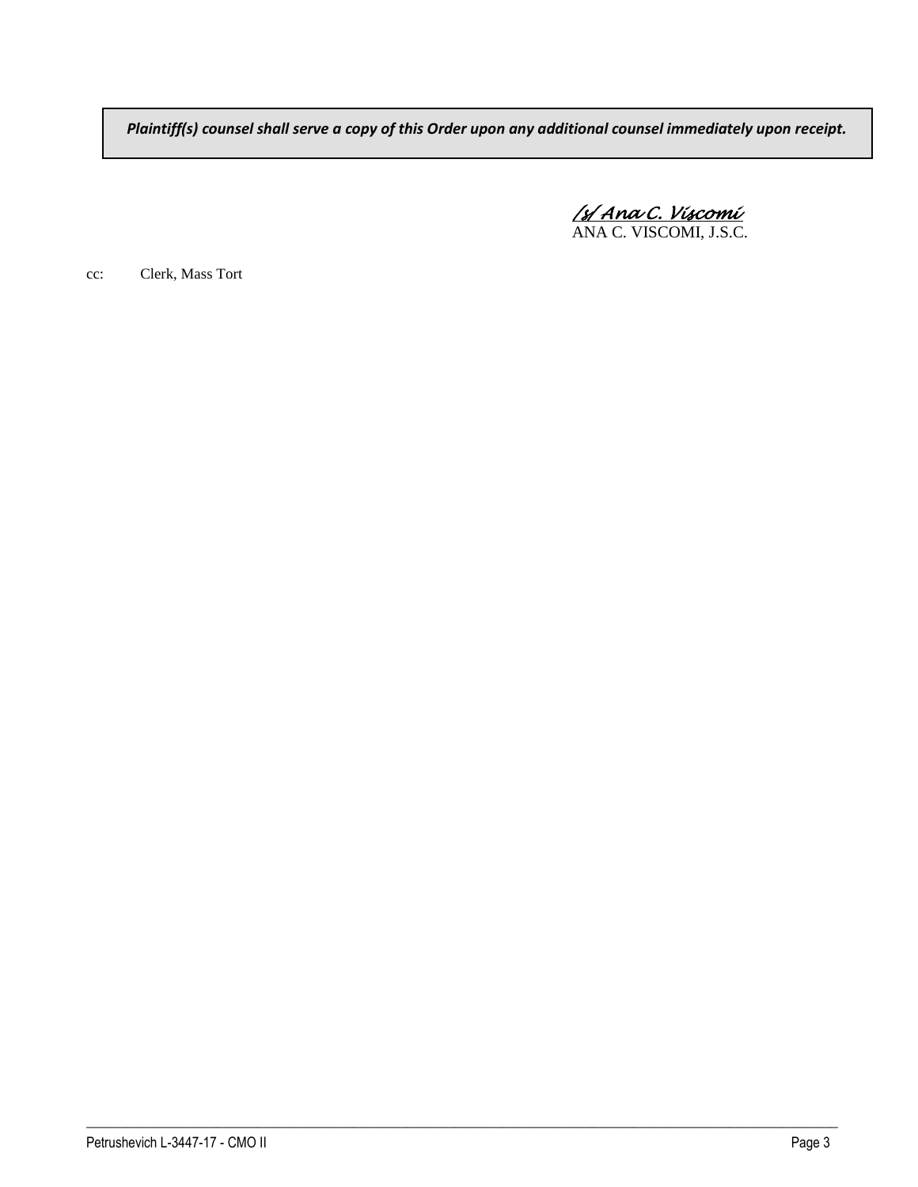***Plaintiff(s) counsel shall serve a copy of this Order upon any additional counsel immediately upon receipt.***

*/s/ Ana C. Viscomi*
ANA C. VISCOMI, J.S.C.

cc: Clerk, Mass Tort